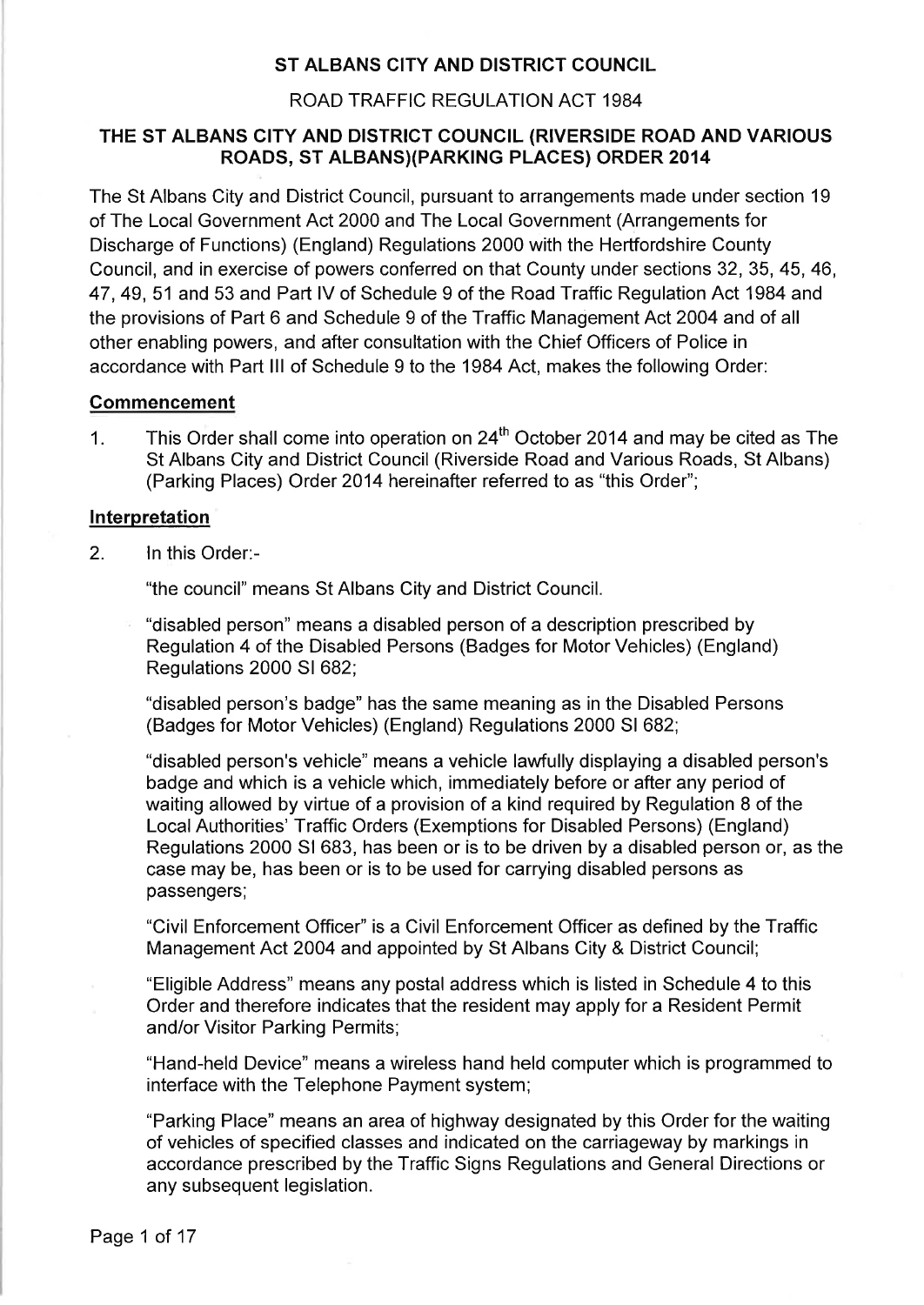# ST ALBANS CITY AND DISTRICT COUNCIL

## ROAD TRAFFIC REGULATION ACT 1984

## THE ST ALBANS CITY AND DISTRICT COUNCIL (RIVERSIDE ROAD AND VARIOUS ROADS, ST ALBANS)(PARKING PLACES) ORDER 2014

The St Albans City and District Council, pursuant to arrangements made under section 19 of The Local Government Act 2000 and The Local Government (Arrangements for Discharge of Functions) (England) Regulations 2000 with the Hertfordshire County Council, and in exercise of powers conferred on that County under sections 32, 35, 45, 46, 47, 49, 51 and 53 and Part IV of Schedule 9 of the Road Traffic Regulation Act 1984 and the provisions of Part 6 and Schedule 9 of the Traffic Management Act 2004 and of all other enabling powers, and after consultation with the Chief Officers of Police in accordance with Part III of Schedule 9 to the 1984 Act, makes the following Order:

### Commencement

1. This Order shall come into operation on 24th October 2014 and may be cited as The St Albans City and District Council (Riverside Road and Various Roads, St Albans) (Parking Places) Order 2014 hereinafter referred to as "this Order";

### Interpretation

2. In this Order:-

   "the council" means St Albans City and District Council.

   "disabled person" means a disabled person of a description prescribed by Regulation 4 of the Disabled Persons (Badges for Motor Vehicles) (England) Regulations 2000 SI 682;

   "disabled person's badge" has the same meaning as in the Disabled Persons (Badges for Motor Vehicles) (England) Regulations 2000 SI 682;

   "disabled person's vehicle" means a vehicle lawfully displaying a disabled person's badge and which is a vehicle which, immediately before or after any period of waiting allowed by virtue of a provision of a kind required by Regulation 8 of the Local Authorities' Traffic Orders (Exemptions for Disabled Persons) (England) Regulations 2000 SI 683, has been or is to be driven by a disabled person or, as the case may be, has been or is to be used for carrying disabled persons as passengers;

   "Civil Enforcement Officer" is a Civil Enforcement Officer as defined by the Traffic Management Act 2004 and appointed by St Albans City & District Council;

   "Eligible Address" means any postal address which is listed in Schedule 4 to this Order and therefore indicates that the resident may apply for a Resident Permit and/or Visitor Parking Permits;

   "Hand-held Device" means a wireless hand held computer which is programmed to interface with the Telephone Payment system;

   "Parking Place" means an area of highway designated by this Order for the waiting of vehicles of specified classes and indicated on the carriageway by markings in accordance prescribed by the Traffic Signs Regulations and General Directions or any subsequent legislation.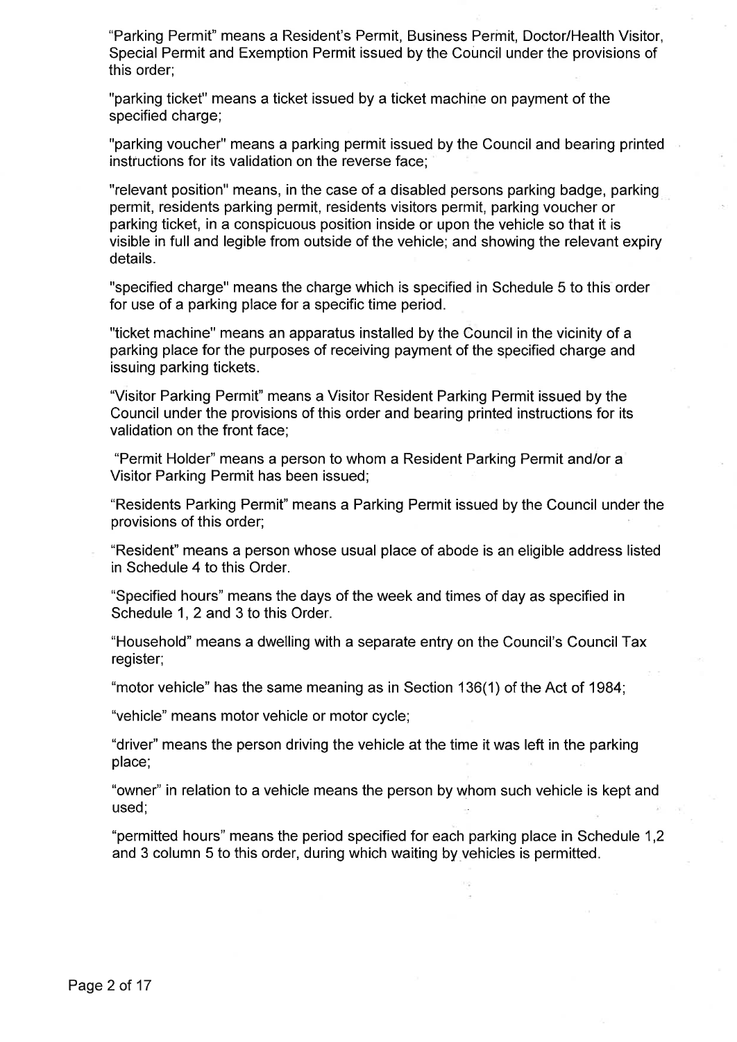"Parking Permit" means a Resident's Permit, Business Permit, Doctor/Health Visitor, Special Permit and Exemption Permit issued by the Council under the provisions of this order;

"parking ticket" means a ticket issued by a ticket machine on payment of the specified charge;

"parking voucher" means a parking permit issued by the Council and bearing printed instructions for its validation on the reverse face;

"relevant position" means, in the case of a disabled persons parking badge, parking permit, residents parking permit, residents visitors permit, parking voucher or parking ticket, in a conspicuous position inside or upon the vehicle so that it is visible in full and legible from outside of the vehicle; and showing the relevant expiry details.

"specified charge" means the charge which is specified in Schedule 5 to this order for use of a parking place for a specific time period.

"ticket machine" means an apparatus installed by the Council in the vicinity of a parking place for the purposes of receiving payment of the specified charge and issuing parking tickets.

"Visitor Parking Permit" means a Visitor Resident Parking Permit issued by the Council under the provisions of this order and bearing printed instructions for its validation on the front face;

"Permit Holder" means a person to whom a Resident Parking Permit and/or a Visitor Parking Permit has been issued;

"Residents Parking Permit" means a Parking Permit issued by the Council under the provisions of this order;

"Resident" means a person whose usual place of abode is an eligible address listed in Schedule 4 to this Order.

"Specified hours" means the days of the week and times of day as specified in Schedule 1, 2 and 3 to this Order.

"Household" means a dwelling with a separate entry on the Council's Council Tax register;

"motor vehicle" has the same meaning as in Section 136(1) of the Act of 1984;

"vehicle" means motor vehicle or motor cycle;

"driver" means the person driving the vehicle at the time it was left in the parking place;

"owner" in relation to a vehicle means the person by whom such vehicle is kept and used;

"permitted hours" means the period specified for each parking place in Schedule 1,2 and 3 column 5 to this order, during which waiting by vehicles is permitted.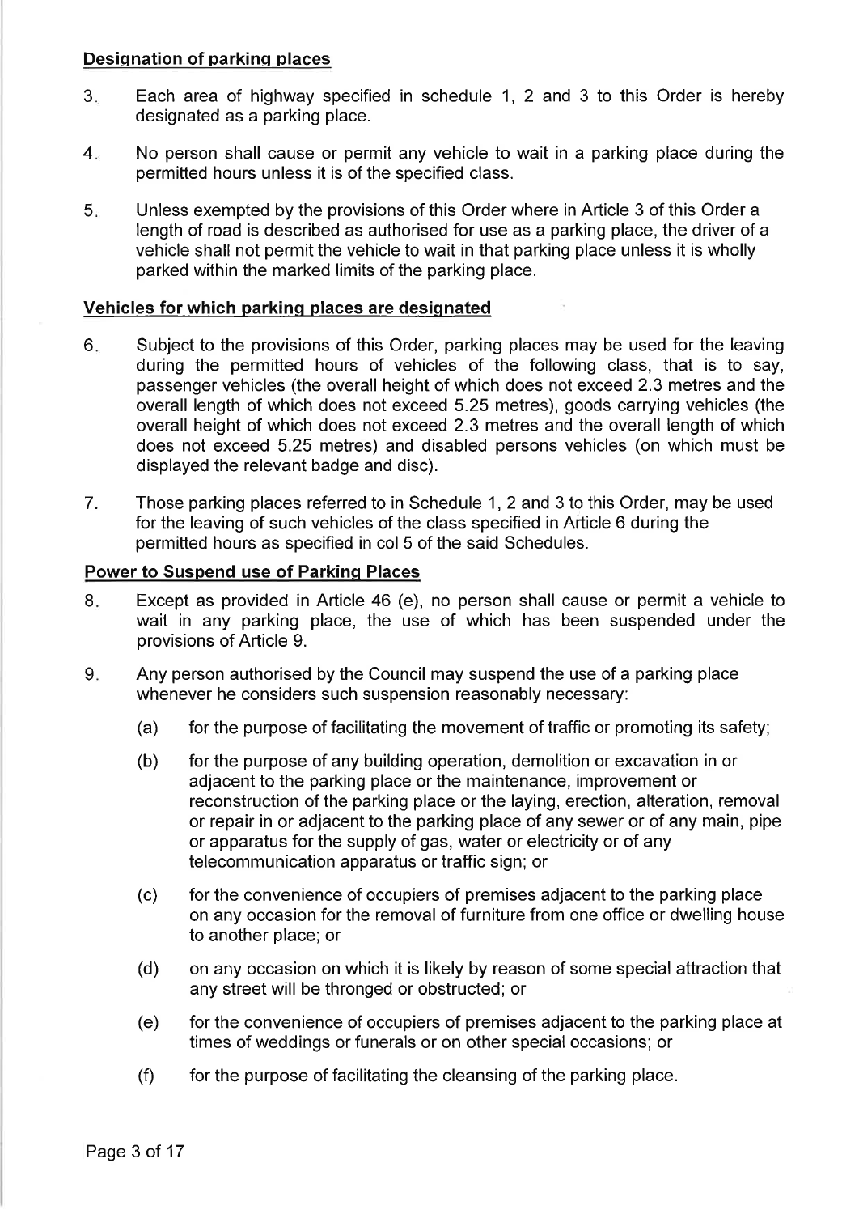**Designation of parking places**

3. Each area of highway specified in schedule 1, 2 and 3 to this Order is hereby designated as a parking place.

4. No person shall cause or permit any vehicle to wait in a parking place during the permitted hours unless it is of the specified class.

5. Unless exempted by the provisions of this Order where in Article 3 of this Order a length of road is described as authorised for use as a parking place, the driver of a vehicle shall not permit the vehicle to wait in that parking place unless it is wholly parked within the marked limits of the parking place.

**Vehicles for which parking places are designated**

6. Subject to the provisions of this Order, parking places may be used for the leaving during the permitted hours of vehicles of the following class, that is to say, passenger vehicles (the overall height of which does not exceed 2.3 metres and the overall length of which does not exceed 5.25 metres), goods carrying vehicles (the overall height of which does not exceed 2.3 metres and the overall length of which does not exceed 5.25 metres) and disabled persons vehicles (on which must be displayed the relevant badge and disc).

7. Those parking places referred to in Schedule 1, 2 and 3 to this Order, may be used for the leaving of such vehicles of the class specified in Article 6 during the permitted hours as specified in col 5 of the said Schedules.

**Power to Suspend use of Parking Places**

8. Except as provided in Article 46 (e), no person shall cause or permit a vehicle to wait in any parking place, the use of which has been suspended under the provisions of Article 9.

9. Any person authorised by the Council may suspend the use of a parking place whenever he considers such suspension reasonably necessary:

   (a) for the purpose of facilitating the movement of traffic or promoting its safety;

   (b) for the purpose of any building operation, demolition or excavation in or adjacent to the parking place or the maintenance, improvement or reconstruction of the parking place or the laying, erection, alteration, removal or repair in or adjacent to the parking place of any sewer or of any main, pipe or apparatus for the supply of gas, water or electricity or of any telecommunication apparatus or traffic sign; or

   (c) for the convenience of occupiers of premises adjacent to the parking place on any occasion for the removal of furniture from one office or dwelling house to another place; or

   (d) on any occasion on which it is likely by reason of some special attraction that any street will be thronged or obstructed; or

   (e) for the convenience of occupiers of premises adjacent to the parking place at times of weddings or funerals or on other special occasions; or

   (f) for the purpose of facilitating the cleansing of the parking place.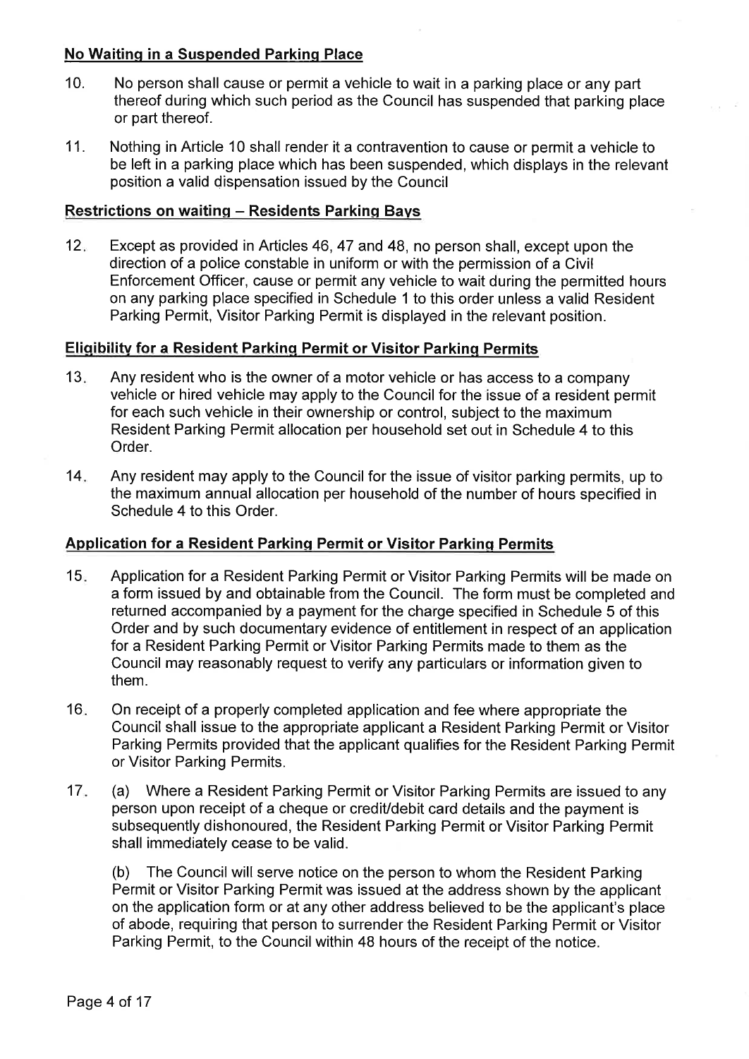**No Waiting in a Suspended Parking Place**

10. No person shall cause or permit a vehicle to wait in a parking place or any part thereof during which such period as the Council has suspended that parking place or part thereof.

11. Nothing in Article 10 shall render it a contravention to cause or permit a vehicle to be left in a parking place which has been suspended, which displays in the relevant position a valid dispensation issued by the Council

**Restrictions on waiting – Residents Parking Bays**

12. Except as provided in Articles 46, 47 and 48, no person shall, except upon the direction of a police constable in uniform or with the permission of a Civil Enforcement Officer, cause or permit any vehicle to wait during the permitted hours on any parking place specified in Schedule 1 to this order unless a valid Resident Parking Permit, Visitor Parking Permit is displayed in the relevant position.

**Eligibility for a Resident Parking Permit or Visitor Parking Permits**

13. Any resident who is the owner of a motor vehicle or has access to a company vehicle or hired vehicle may apply to the Council for the issue of a resident permit for each such vehicle in their ownership or control, subject to the maximum Resident Parking Permit allocation per household set out in Schedule 4 to this Order.

14. Any resident may apply to the Council for the issue of visitor parking permits, up to the maximum annual allocation per household of the number of hours specified in Schedule 4 to this Order.

**Application for a Resident Parking Permit or Visitor Parking Permits**

15. Application for a Resident Parking Permit or Visitor Parking Permits will be made on a form issued by and obtainable from the Council. The form must be completed and returned accompanied by a payment for the charge specified in Schedule 5 of this Order and by such documentary evidence of entitlement in respect of an application for a Resident Parking Permit or Visitor Parking Permits made to them as the Council may reasonably request to verify any particulars or information given to them.

16. On receipt of a properly completed application and fee where appropriate the Council shall issue to the appropriate applicant a Resident Parking Permit or Visitor Parking Permits provided that the applicant qualifies for the Resident Parking Permit or Visitor Parking Permits.

17. (a) Where a Resident Parking Permit or Visitor Parking Permits are issued to any person upon receipt of a cheque or credit/debit card details and the payment is subsequently dishonoured, the Resident Parking Permit or Visitor Parking Permit shall immediately cease to be valid.

    (b) The Council will serve notice on the person to whom the Resident Parking Permit or Visitor Parking Permit was issued at the address shown by the applicant on the application form or at any other address believed to be the applicant's place of abode, requiring that person to surrender the Resident Parking Permit or Visitor Parking Permit, to the Council within 48 hours of the receipt of the notice.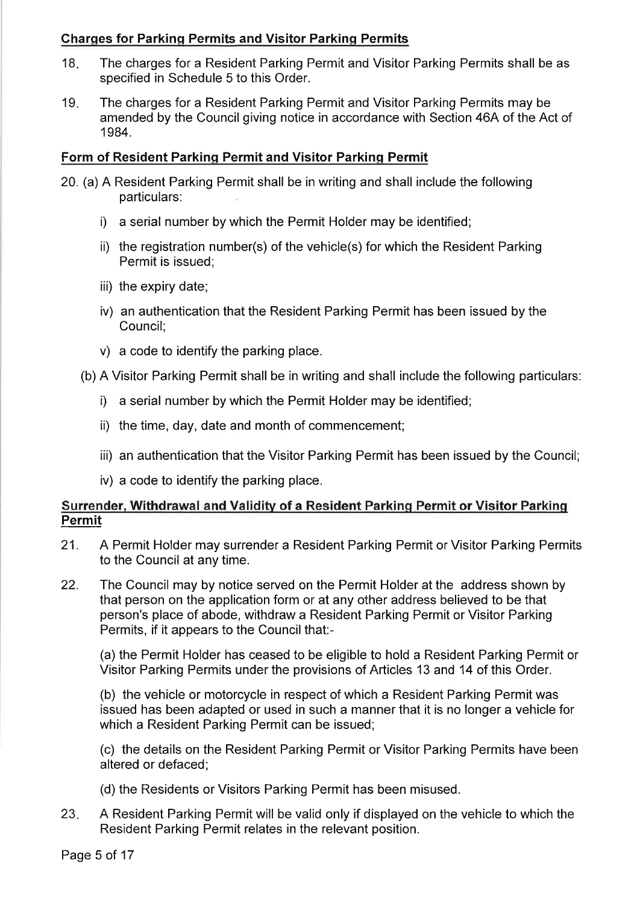**Charges for Parking Permits and Visitor Parking Permits**

18. The charges for a Resident Parking Permit and Visitor Parking Permits shall be as specified in Schedule 5 to this Order.

19. The charges for a Resident Parking Permit and Visitor Parking Permits may be amended by the Council giving notice in accordance with Section 46A of the Act of 1984.

**Form of Resident Parking Permit and Visitor Parking Permit**

20. (a) A Resident Parking Permit shall be in writing and shall include the following particulars:

    i) a serial number by which the Permit Holder may be identified;

    ii) the registration number(s) of the vehicle(s) for which the Resident Parking Permit is issued;

    iii) the expiry date;

    iv) an authentication that the Resident Parking Permit has been issued by the Council;

    v) a code to identify the parking place.

  (b) A Visitor Parking Permit shall be in writing and shall include the following particulars:

    i) a serial number by which the Permit Holder may be identified;

    ii) the time, day, date and month of commencement;

    iii) an authentication that the Visitor Parking Permit has been issued by the Council;

    iv) a code to identify the parking place.

**Surrender, Withdrawal and Validity of a Resident Parking Permit or Visitor Parking Permit**

21. A Permit Holder may surrender a Resident Parking Permit or Visitor Parking Permits to the Council at any time.

22. The Council may by notice served on the Permit Holder at the address shown by that person on the application form or at any other address believed to be that person's place of abode, withdraw a Resident Parking Permit or Visitor Parking Permits, if it appears to the Council that:-

    (a) the Permit Holder has ceased to be eligible to hold a Resident Parking Permit or Visitor Parking Permits under the provisions of Articles 13 and 14 of this Order.

    (b) the vehicle or motorcycle in respect of which a Resident Parking Permit was issued has been adapted or used in such a manner that it is no longer a vehicle for which a Resident Parking Permit can be issued;

    (c) the details on the Resident Parking Permit or Visitor Parking Permits have been altered or defaced;

    (d) the Residents or Visitors Parking Permit has been misused.

23. A Resident Parking Permit will be valid only if displayed on the vehicle to which the Resident Parking Permit relates in the relevant position.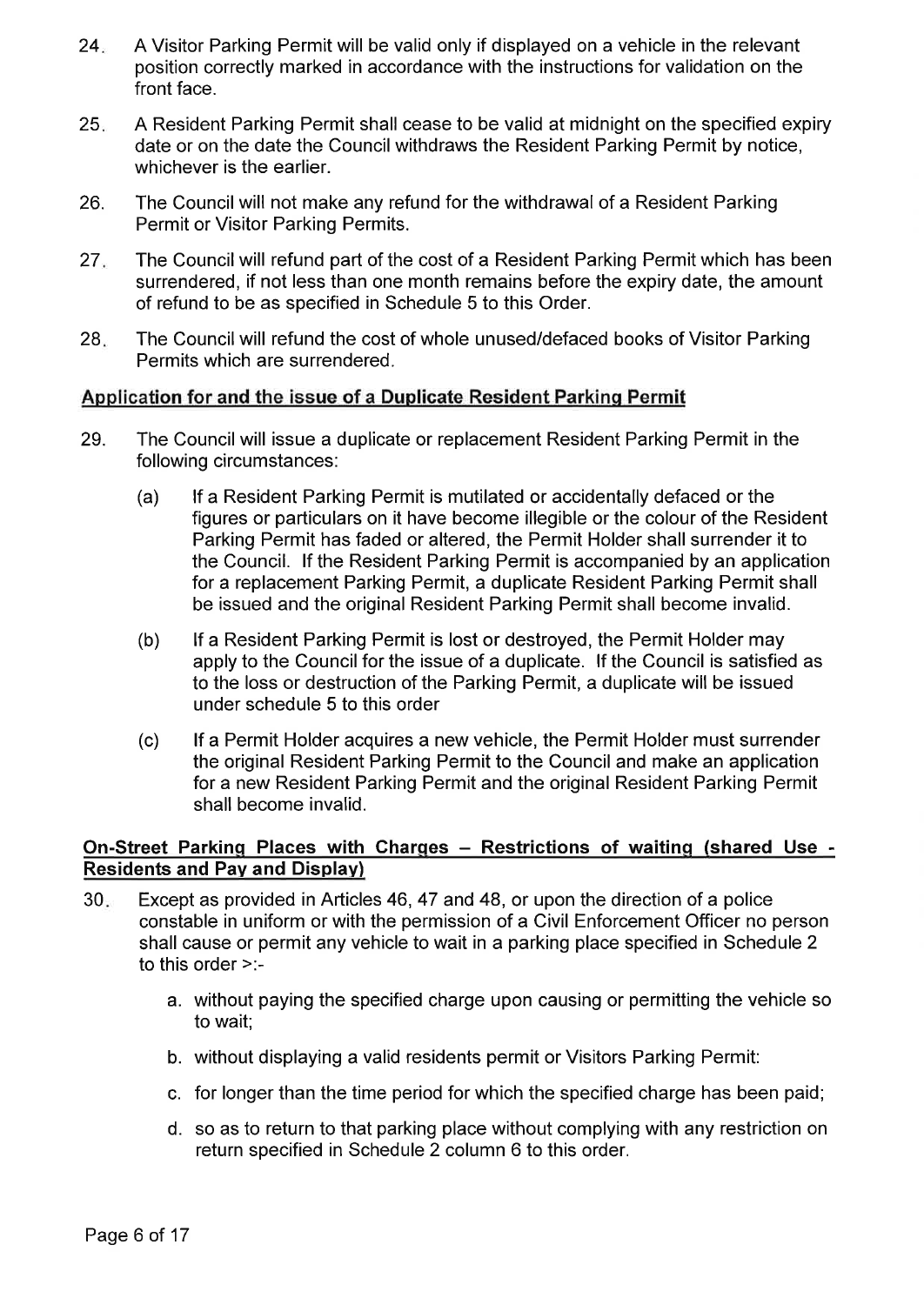24. A Visitor Parking Permit will be valid only if displayed on a vehicle in the relevant position correctly marked in accordance with the instructions for validation on the front face.

25. A Resident Parking Permit shall cease to be valid at midnight on the specified expiry date or on the date the Council withdraws the Resident Parking Permit by notice, whichever is the earlier.

26. The Council will not make any refund for the withdrawal of a Resident Parking Permit or Visitor Parking Permits.

27. The Council will refund part of the cost of a Resident Parking Permit which has been surrendered, if not less than one month remains before the expiry date, the amount of refund to be as specified in Schedule 5 to this Order.

28. The Council will refund the cost of whole unused/defaced books of Visitor Parking Permits which are surrendered.

**Application for and the issue of a Duplicate Resident Parking Permit**

29. The Council will issue a duplicate or replacement Resident Parking Permit in the following circumstances:

    (a) If a Resident Parking Permit is mutilated or accidentally defaced or the figures or particulars on it have become illegible or the colour of the Resident Parking Permit has faded or altered, the Permit Holder shall surrender it to the Council. If the Resident Parking Permit is accompanied by an application for a replacement Parking Permit, a duplicate Resident Parking Permit shall be issued and the original Resident Parking Permit shall become invalid.

    (b) If a Resident Parking Permit is lost or destroyed, the Permit Holder may apply to the Council for the issue of a duplicate. If the Council is satisfied as to the loss or destruction of the Parking Permit, a duplicate will be issued under schedule 5 to this order

    (c) If a Permit Holder acquires a new vehicle, the Permit Holder must surrender the original Resident Parking Permit to the Council and make an application for a new Resident Parking Permit and the original Resident Parking Permit shall become invalid.

**On-Street Parking Places with Charges – Restrictions of waiting (shared Use - Residents and Pay and Display)**

30. Except as provided in Articles 46, 47 and 48, or upon the direction of a police constable in uniform or with the permission of a Civil Enforcement Officer no person shall cause or permit any vehicle to wait in a parking place specified in Schedule 2 to this order >:-

    a. without paying the specified charge upon causing or permitting the vehicle so to wait;

    b. without displaying a valid residents permit or Visitors Parking Permit:

    c. for longer than the time period for which the specified charge has been paid;

    d. so as to return to that parking place without complying with any restriction on return specified in Schedule 2 column 6 to this order.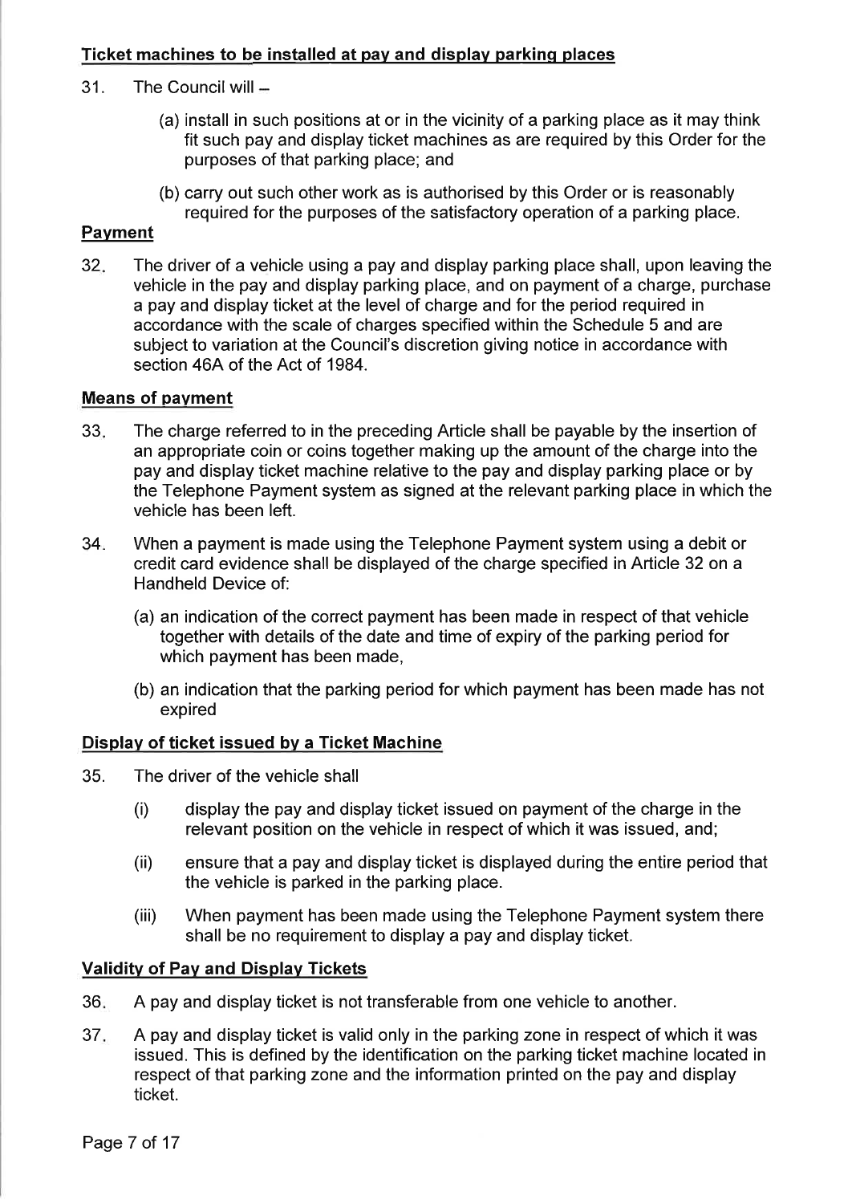**Ticket machines to be installed at pay and display parking places**

31. The Council will –

    (a) install in such positions at or in the vicinity of a parking place as it may think fit such pay and display ticket machines as are required by this Order for the purposes of that parking place; and

    (b) carry out such other work as is authorised by this Order or is reasonably required for the purposes of the satisfactory operation of a parking place.

**Payment**

32. The driver of a vehicle using a pay and display parking place shall, upon leaving the vehicle in the pay and display parking place, and on payment of a charge, purchase a pay and display ticket at the level of charge and for the period required in accordance with the scale of charges specified within the Schedule 5 and are subject to variation at the Council's discretion giving notice in accordance with section 46A of the Act of 1984.

**Means of payment**

33. The charge referred to in the preceding Article shall be payable by the insertion of an appropriate coin or coins together making up the amount of the charge into the pay and display ticket machine relative to the pay and display parking place or by the Telephone Payment system as signed at the relevant parking place in which the vehicle has been left.

34. When a payment is made using the Telephone Payment system using a debit or credit card evidence shall be displayed of the charge specified in Article 32 on a Handheld Device of:

    (a) an indication of the correct payment has been made in respect of that vehicle together with details of the date and time of expiry of the parking period for which payment has been made,

    (b) an indication that the parking period for which payment has been made has not expired

**Display of ticket issued by a Ticket Machine**

35. The driver of the vehicle shall

    (i) display the pay and display ticket issued on payment of the charge in the relevant position on the vehicle in respect of which it was issued, and;

    (ii) ensure that a pay and display ticket is displayed during the entire period that the vehicle is parked in the parking place.

    (iii) When payment has been made using the Telephone Payment system there shall be no requirement to display a pay and display ticket.

**Validity of Pay and Display Tickets**

36. A pay and display ticket is not transferable from one vehicle to another.

37. A pay and display ticket is valid only in the parking zone in respect of which it was issued. This is defined by the identification on the parking ticket machine located in respect of that parking zone and the information printed on the pay and display ticket.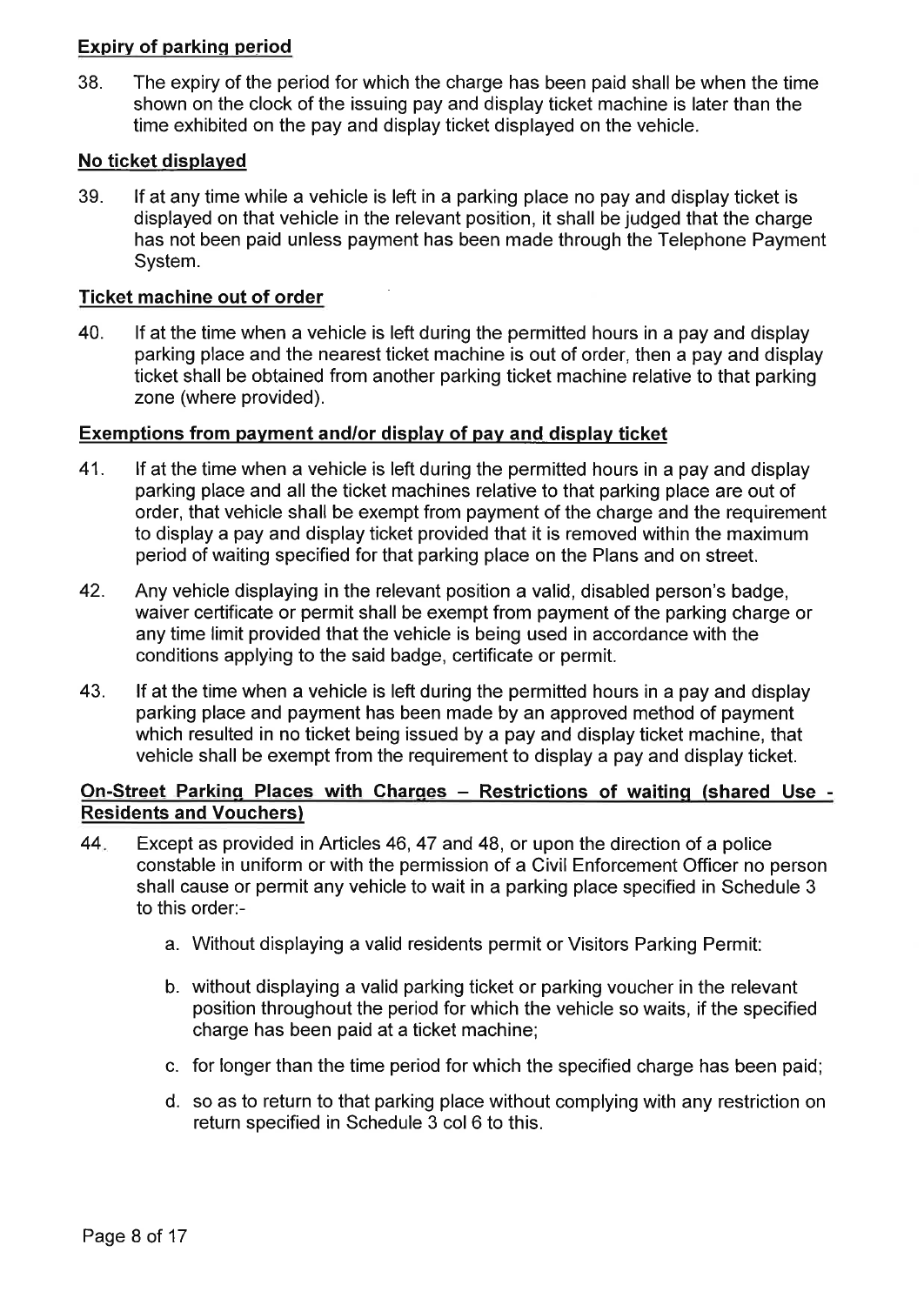**Expiry of parking period**

38. The expiry of the period for which the charge has been paid shall be when the time shown on the clock of the issuing pay and display ticket machine is later than the time exhibited on the pay and display ticket displayed on the vehicle.

**No ticket displayed**

39. If at any time while a vehicle is left in a parking place no pay and display ticket is displayed on that vehicle in the relevant position, it shall be judged that the charge has not been paid unless payment has been made through the Telephone Payment System.

**Ticket machine out of order**

40. If at the time when a vehicle is left during the permitted hours in a pay and display parking place and the nearest ticket machine is out of order, then a pay and display ticket shall be obtained from another parking ticket machine relative to that parking zone (where provided).

**Exemptions from payment and/or display of pay and display ticket**

41. If at the time when a vehicle is left during the permitted hours in a pay and display parking place and all the ticket machines relative to that parking place are out of order, that vehicle shall be exempt from payment of the charge and the requirement to display a pay and display ticket provided that it is removed within the maximum period of waiting specified for that parking place on the Plans and on street.

42. Any vehicle displaying in the relevant position a valid, disabled person's badge, waiver certificate or permit shall be exempt from payment of the parking charge or any time limit provided that the vehicle is being used in accordance with the conditions applying to the said badge, certificate or permit.

43. If at the time when a vehicle is left during the permitted hours in a pay and display parking place and payment has been made by an approved method of payment which resulted in no ticket being issued by a pay and display ticket machine, that vehicle shall be exempt from the requirement to display a pay and display ticket.

**On-Street Parking Places with Charges – Restrictions of waiting (shared Use - Residents and Vouchers)**

44. Except as provided in Articles 46, 47 and 48, or upon the direction of a police constable in uniform or with the permission of a Civil Enforcement Officer no person shall cause or permit any vehicle to wait in a parking place specified in Schedule 3 to this order:-

   a. Without displaying a valid residents permit or Visitors Parking Permit:

   b. without displaying a valid parking ticket or parking voucher in the relevant position throughout the period for which the vehicle so waits, if the specified charge has been paid at a ticket machine;

   c. for longer than the time period for which the specified charge has been paid;

   d. so as to return to that parking place without complying with any restriction on return specified in Schedule 3 col 6 to this.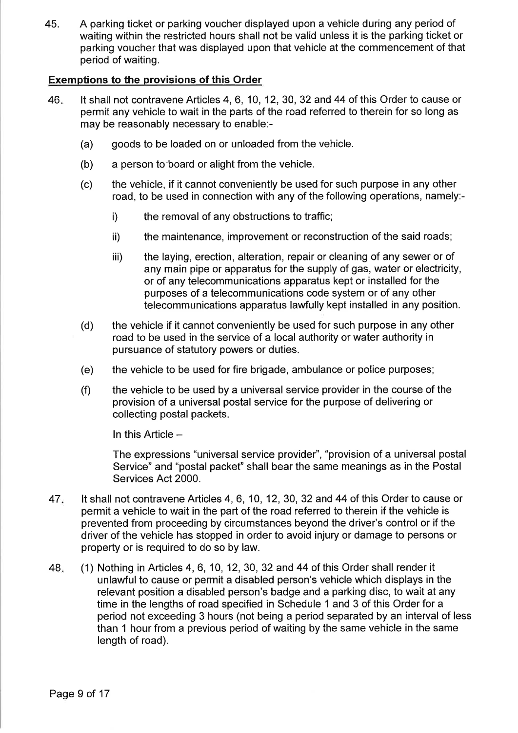45. A parking ticket or parking voucher displayed upon a vehicle during any period of waiting within the restricted hours shall not be valid unless it is the parking ticket or parking voucher that was displayed upon that vehicle at the commencement of that period of waiting.

**Exemptions to the provisions of this Order**

46. It shall not contravene Articles 4, 6, 10, 12, 30, 32 and 44 of this Order to cause or permit any vehicle to wait in the parts of the road referred to therein for so long as may be reasonably necessary to enable:-

    (a) goods to be loaded on or unloaded from the vehicle.

    (b) a person to board or alight from the vehicle.

    (c) the vehicle, if it cannot conveniently be used for such purpose in any other road, to be used in connection with any of the following operations, namely:-

        i) the removal of any obstructions to traffic;

        ii) the maintenance, improvement or reconstruction of the said roads;

        iii) the laying, erection, alteration, repair or cleaning of any sewer or of any main pipe or apparatus for the supply of gas, water or electricity, or of any telecommunications apparatus kept or installed for the purposes of a telecommunications code system or of any other telecommunications apparatus lawfully kept installed in any position.

    (d) the vehicle if it cannot conveniently be used for such purpose in any other road to be used in the service of a local authority or water authority in pursuance of statutory powers or duties.

    (e) the vehicle to be used for fire brigade, ambulance or police purposes;

    (f) the vehicle to be used by a universal service provider in the course of the provision of a universal postal service for the purpose of delivering or collecting postal packets.

    In this Article –

    The expressions "universal service provider", "provision of a universal postal Service" and "postal packet" shall bear the same meanings as in the Postal Services Act 2000.

47. It shall not contravene Articles 4, 6, 10, 12, 30, 32 and 44 of this Order to cause or permit a vehicle to wait in the part of the road referred to therein if the vehicle is prevented from proceeding by circumstances beyond the driver's control or if the driver of the vehicle has stopped in order to avoid injury or damage to persons or property or is required to do so by law.

48. (1) Nothing in Articles 4, 6, 10, 12, 30, 32 and 44 of this Order shall render it unlawful to cause or permit a disabled person's vehicle which displays in the relevant position a disabled person's badge and a parking disc, to wait at any time in the lengths of road specified in Schedule 1 and 3 of this Order for a period not exceeding 3 hours (not being a period separated by an interval of less than 1 hour from a previous period of waiting by the same vehicle in the same length of road).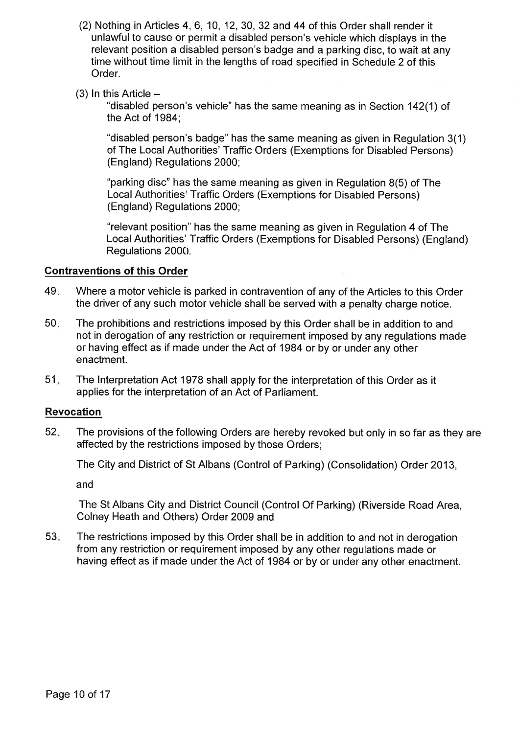(2) Nothing in Articles 4, 6, 10, 12, 30, 32 and 44 of this Order shall render it unlawful to cause or permit a disabled person's vehicle which displays in the relevant position a disabled person's badge and a parking disc, to wait at any time without time limit in the lengths of road specified in Schedule 2 of this Order.

(3) In this Article –

"disabled person's vehicle" has the same meaning as in Section 142(1) of the Act of 1984;

"disabled person's badge" has the same meaning as given in Regulation 3(1) of The Local Authorities' Traffic Orders (Exemptions for Disabled Persons) (England) Regulations 2000;

"parking disc" has the same meaning as given in Regulation 8(5) of The Local Authorities' Traffic Orders (Exemptions for Disabled Persons) (England) Regulations 2000;

"relevant position" has the same meaning as given in Regulation 4 of The Local Authorities' Traffic Orders (Exemptions for Disabled Persons) (England) Regulations 2000.

**Contraventions of this Order**

49. Where a motor vehicle is parked in contravention of any of the Articles to this Order the driver of any such motor vehicle shall be served with a penalty charge notice.

50. The prohibitions and restrictions imposed by this Order shall be in addition to and not in derogation of any restriction or requirement imposed by any regulations made or having effect as if made under the Act of 1984 or by or under any other enactment.

51. The Interpretation Act 1978 shall apply for the interpretation of this Order as it applies for the interpretation of an Act of Parliament.

**Revocation**

52. The provisions of the following Orders are hereby revoked but only in so far as they are affected by the restrictions imposed by those Orders;

The City and District of St Albans (Control of Parking) (Consolidation) Order 2013,

and

The St Albans City and District Council (Control Of Parking) (Riverside Road Area, Colney Heath and Others) Order 2009 and

53. The restrictions imposed by this Order shall be in addition to and not in derogation from any restriction or requirement imposed by any other regulations made or having effect as if made under the Act of 1984 or by or under any other enactment.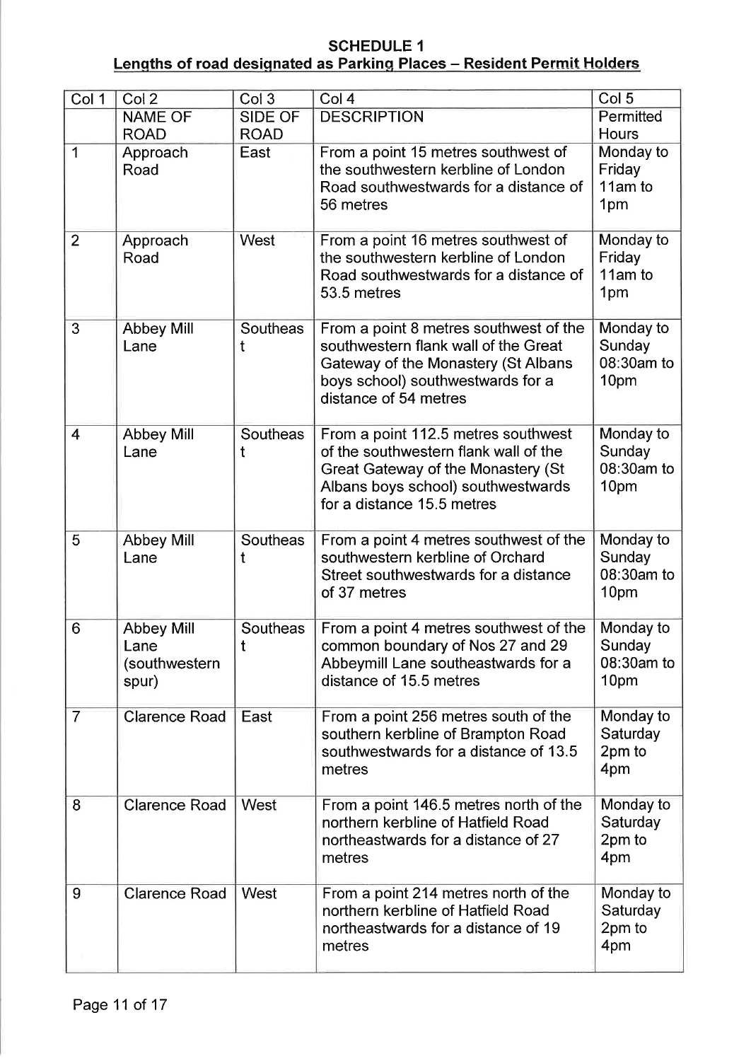## SCHEDULE 1

### Lengths of road designated as Parking Places – Resident Permit Holders

| Col 1 | Col 2 | Col 3 | Col 4 | Col 5 |
|---|---|---|---|---|
| | NAME OF ROAD | SIDE OF ROAD | DESCRIPTION | Permitted Hours |
| 1 | Approach Road | East | From a point 15 metres southwest of the southwestern kerbline of London Road southwestwards for a distance of 56 metres | Monday to Friday 11am to 1pm |
| 2 | Approach Road | West | From a point 16 metres southwest of the southwestern kerbline of London Road southwestwards for a distance of 53.5 metres | Monday to Friday 11am to 1pm |
| 3 | Abbey Mill Lane | Southeast | From a point 8 metres southwest of the southwestern flank wall of the Great Gateway of the Monastery (St Albans boys school) southwestwards for a distance of 54 metres | Monday to Sunday 08:30am to 10pm |
| 4 | Abbey Mill Lane | Southeast | From a point 112.5 metres southwest of the southwestern flank wall of the Great Gateway of the Monastery (St Albans boys school) southwestwards for a distance 15.5 metres | Monday to Sunday 08:30am to 10pm |
| 5 | Abbey Mill Lane | Southeast | From a point 4 metres southwest of the southwestern kerbline of Orchard Street southwestwards for a distance of 37 metres | Monday to Sunday 08:30am to 10pm |
| 6 | Abbey Mill Lane (southwestern spur) | Southeast | From a point 4 metres southwest of the common boundary of Nos 27 and 29 Abbeymill Lane southeastwards for a distance of 15.5 metres | Monday to Sunday 08:30am to 10pm |
| 7 | Clarence Road | East | From a point 256 metres south of the southern kerbline of Brampton Road southwestwards for a distance of 13.5 metres | Monday to Saturday 2pm to 4pm |
| 8 | Clarence Road | West | From a point 146.5 metres north of the northern kerbline of Hatfield Road northeastwards for a distance of 27 metres | Monday to Saturday 2pm to 4pm |
| 9 | Clarence Road | West | From a point 214 metres north of the northern kerbline of Hatfield Road northeastwards for a distance of 19 metres | Monday to Saturday 2pm to 4pm |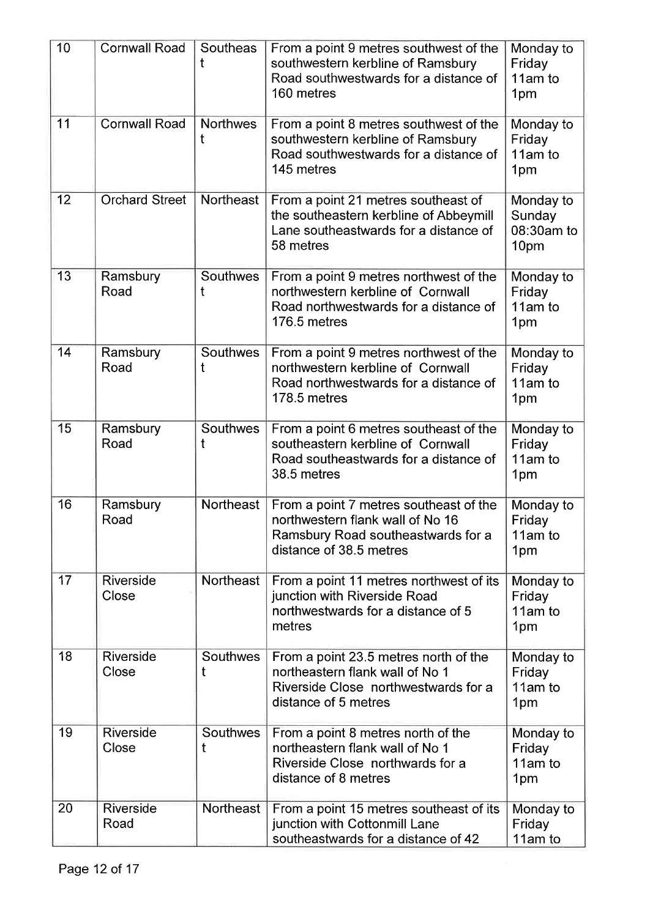| 10 | Cornwall Road | Southeast | From a point 9 metres southwest of the southwestern kerbline of Ramsbury Road southwestwards for a distance of 160 metres | Monday to Friday 11am to 1pm |
|---|---|---|---|---|
| 11 | Cornwall Road | Northwest | From a point 8 metres southwest of the southwestern kerbline of Ramsbury Road southwestwards for a distance of 145 metres | Monday to Friday 11am to 1pm |
| 12 | Orchard Street | Northeast | From a point 21 metres southeast of the southeastern kerbline of Abbeymill Lane southeastwards for a distance of 58 metres | Monday to Sunday 08:30am to 10pm |
| 13 | Ramsbury Road | Southwest | From a point 9 metres northwest of the northwestern kerbline of Cornwall Road northwestwards for a distance of 176.5 metres | Monday to Friday 11am to 1pm |
| 14 | Ramsbury Road | Southwest | From a point 9 metres northwest of the northwestern kerbline of Cornwall Road northwestwards for a distance of 178.5 metres | Monday to Friday 11am to 1pm |
| 15 | Ramsbury Road | Southwest | From a point 6 metres southeast of the southeastern kerbline of Cornwall Road southeastwards for a distance of 38.5 metres | Monday to Friday 11am to 1pm |
| 16 | Ramsbury Road | Northeast | From a point 7 metres southeast of the northwestern flank wall of No 16 Ramsbury Road southeastwards for a distance of 38.5 metres | Monday to Friday 11am to 1pm |
| 17 | Riverside Close | Northeast | From a point 11 metres northwest of its junction with Riverside Road northwestwards for a distance of 5 metres | Monday to Friday 11am to 1pm |
| 18 | Riverside Close | Southwest | From a point 23.5 metres north of the northeastern flank wall of No 1 Riverside Close northwestwards for a distance of 5 metres | Monday to Friday 11am to 1pm |
| 19 | Riverside Close | Southwest | From a point 8 metres north of the northeastern flank wall of No 1 Riverside Close northwards for a distance of 8 metres | Monday to Friday 11am to 1pm |
| 20 | Riverside Road | Northeast | From a point 15 metres southeast of its junction with Cottonmill Lane southeastwards for a distance of 42 | Monday to Friday 11am to |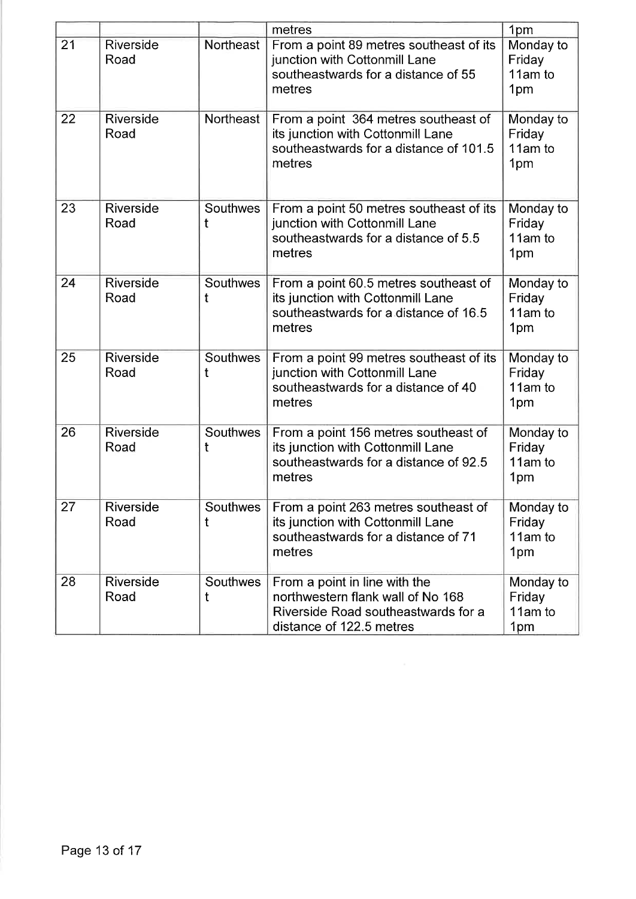| | | | metres | 1pm |
|---|---|---|---|---|
| 21 | Riverside Road | Northeast | From a point 89 metres southeast of its junction with Cottonmill Lane southeastwards for a distance of 55 metres | Monday to Friday 11am to 1pm |
| 22 | Riverside Road | Northeast | From a point 364 metres southeast of its junction with Cottonmill Lane southeastwards for a distance of 101.5 metres | Monday to Friday 11am to 1pm |
| 23 | Riverside Road | Southwest | From a point 50 metres southeast of its junction with Cottonmill Lane southeastwards for a distance of 5.5 metres | Monday to Friday 11am to 1pm |
| 24 | Riverside Road | Southwest | From a point 60.5 metres southeast of its junction with Cottonmill Lane southeastwards for a distance of 16.5 metres | Monday to Friday 11am to 1pm |
| 25 | Riverside Road | Southwest | From a point 99 metres southeast of its junction with Cottonmill Lane southeastwards for a distance of 40 metres | Monday to Friday 11am to 1pm |
| 26 | Riverside Road | Southwest | From a point 156 metres southeast of its junction with Cottonmill Lane southeastwards for a distance of 92.5 metres | Monday to Friday 11am to 1pm |
| 27 | Riverside Road | Southwest | From a point 263 metres southeast of its junction with Cottonmill Lane southeastwards for a distance of 71 metres | Monday to Friday 11am to 1pm |
| 28 | Riverside Road | Southwest | From a point in line with the northwestern flank wall of No 168 Riverside Road southeastwards for a distance of 122.5 metres | Monday to Friday 11am to 1pm |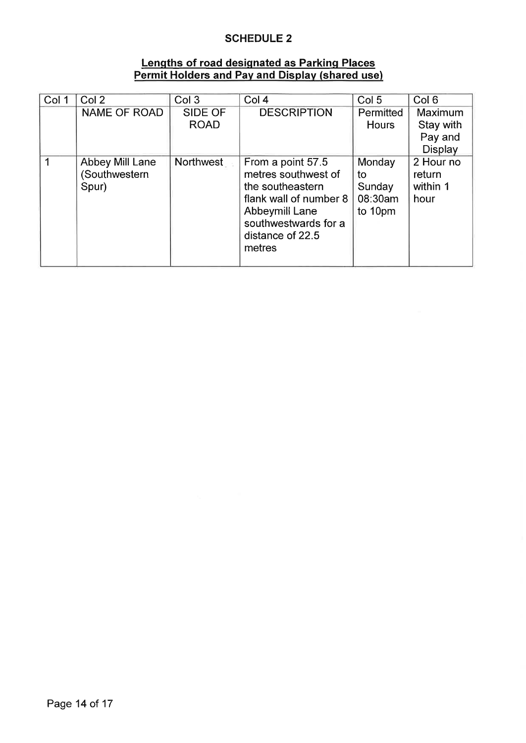## SCHEDULE 2

**Lengths of road designated as Parking Places**
**Permit Holders and Pay and Display (shared use)**

| Col 1 | Col 2 | Col 3 | Col 4 | Col 5 | Col 6 |
|---|---|---|---|---|---|
| | NAME OF ROAD | SIDE OF ROAD | DESCRIPTION | Permitted Hours | Maximum Stay with Pay and Display |
| 1 | Abbey Mill Lane (Southwestern Spur) | Northwest | From a point 57.5 metres southwest of the southeastern flank wall of number 8 Abbeymill Lane southwestwards for a distance of 22.5 metres | Monday to Sunday 08:30am to 10pm | 2 Hour no return within 1 hour |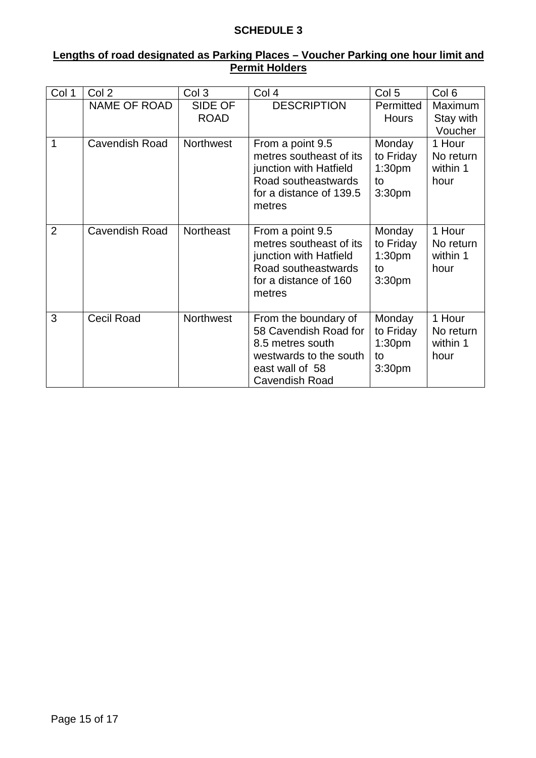**SCHEDULE 3**

**Lengths of road designated as Parking Places – Voucher Parking one hour limit and Permit Holders**

| Col 1 | Col 2 | Col 3 | Col 4 | Col 5 | Col 6 |
|---|---|---|---|---|---|
| | NAME OF ROAD | SIDE OF ROAD | DESCRIPTION | Permitted Hours | Maximum Stay with Voucher |
| 1 | Cavendish Road | Northwest | From a point 9.5 metres southeast of its junction with Hatfield Road southeastwards for a distance of 139.5 metres | Monday to Friday 1:30pm to 3:30pm | 1 Hour No return within 1 hour |
| 2 | Cavendish Road | Northeast | From a point 9.5 metres southeast of its junction with Hatfield Road southeastwards for a distance of 160 metres | Monday to Friday 1:30pm to 3:30pm | 1 Hour No return within 1 hour |
| 3 | Cecil Road | Northwest | From the boundary of 58 Cavendish Road for 8.5 metres south westwards to the south east wall of 58 Cavendish Road | Monday to Friday 1:30pm to 3:30pm | 1 Hour No return within 1 hour |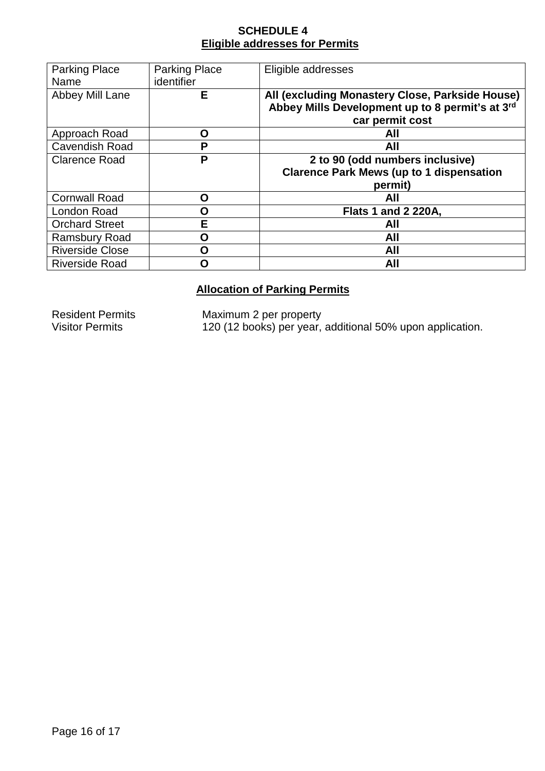**SCHEDULE 4**

**Eligible addresses for Permits**

| Parking Place Name | Parking Place identifier | Eligible addresses |
|---|---|---|
| Abbey Mill Lane | **E** | **All (excluding Monastery Close, Parkside House) Abbey Mills Development up to 8 permit's at 3rd car permit cost** |
| Approach Road | **O** | **All** |
| Cavendish Road | **P** | **All** |
| Clarence Road | **P** | **2 to 90 (odd numbers inclusive) Clarence Park Mews (up to 1 dispensation permit)** |
| Cornwall Road | **O** | **All** |
| London Road | **O** | **Flats 1 and 2 220A,** |
| Orchard Street | **E** | **All** |
| Ramsbury Road | **O** | **All** |
| Riverside Close | **O** | **All** |
| Riverside Road | **O** | **All** |

**Allocation of Parking Permits**

Resident Permits — Maximum 2 per property

Visitor Permits — 120 (12 books) per year, additional 50% upon application.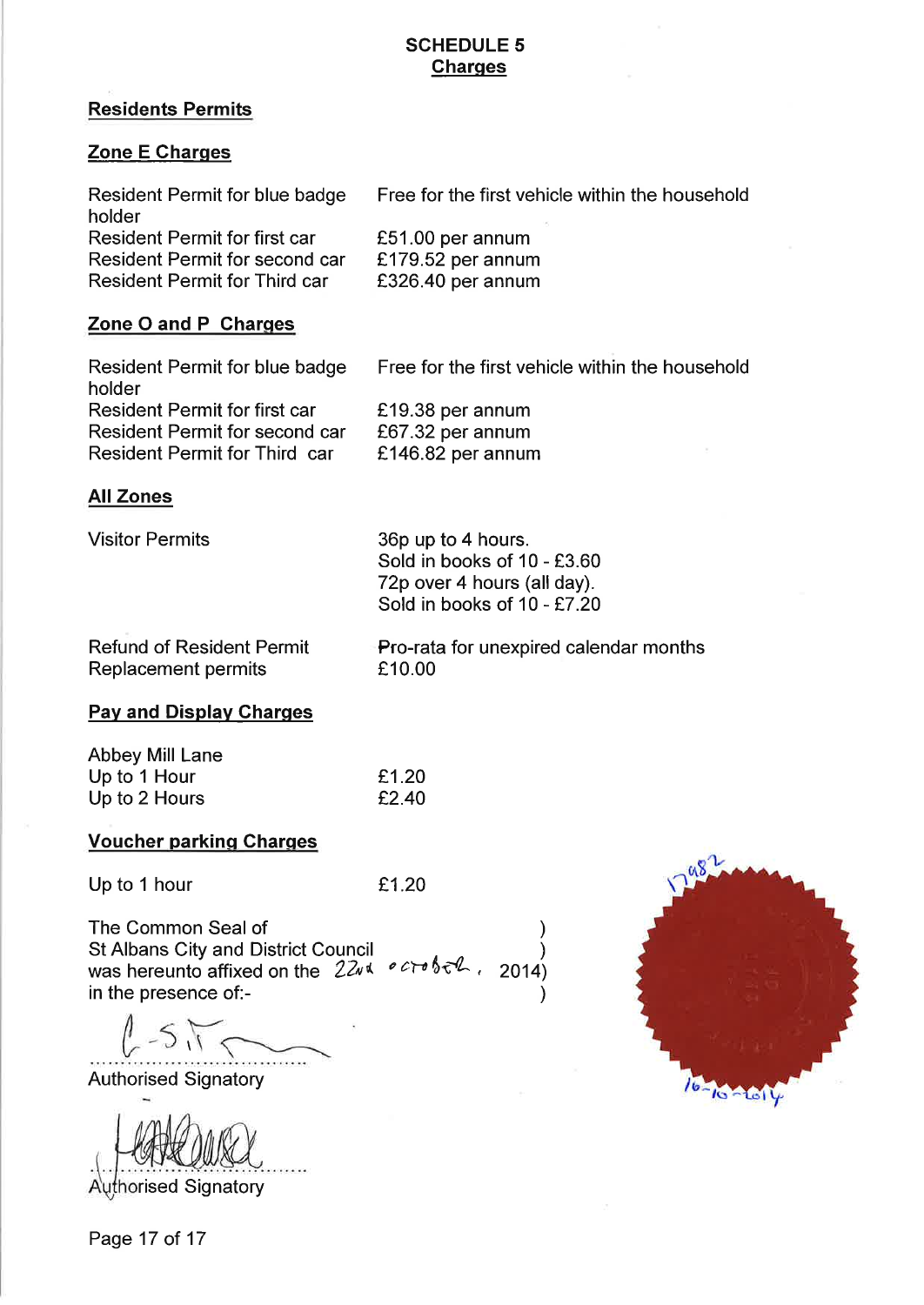# SCHEDULE 5
## Charges

### Residents Permits

### Zone E Charges

| | |
|---|---|
| Resident Permit for blue badge holder | Free for the first vehicle within the household |
| Resident Permit for first car | £51.00 per annum |
| Resident Permit for second car | £179.52 per annum |
| Resident Permit for Third car | £326.40 per annum |

### Zone O and P Charges

| | |
|---|---|
| Resident Permit for blue badge holder | Free for the first vehicle within the household |
| Resident Permit for first car | £19.38 per annum |
| Resident Permit for second car | £67.32 per annum |
| Resident Permit for Third car | £146.82 per annum |

### All Zones

| | |
|---|---|
| Visitor Permits | 36p up to 4 hours. Sold in books of 10 - £3.60<br>72p over 4 hours (all day). Sold in books of 10 - £7.20 |
| Refund of Resident Permit | Pro-rata for unexpired calendar months |
| Replacement permits | £10.00 |

### Pay and Display Charges

| | |
|---|---|
| Abbey Mill Lane | |
| Up to 1 Hour | £1.20 |
| Up to 2 Hours | £2.40 |

### Voucher parking Charges

| | |
|---|---|
| Up to 1 hour | £1.20 |

The Common Seal of St Albans City and District Council was hereunto affixed on the 22nd October, 2014 in the presence of:-

Authorised Signatory

Authorised Signatory

17982

16-10-2014